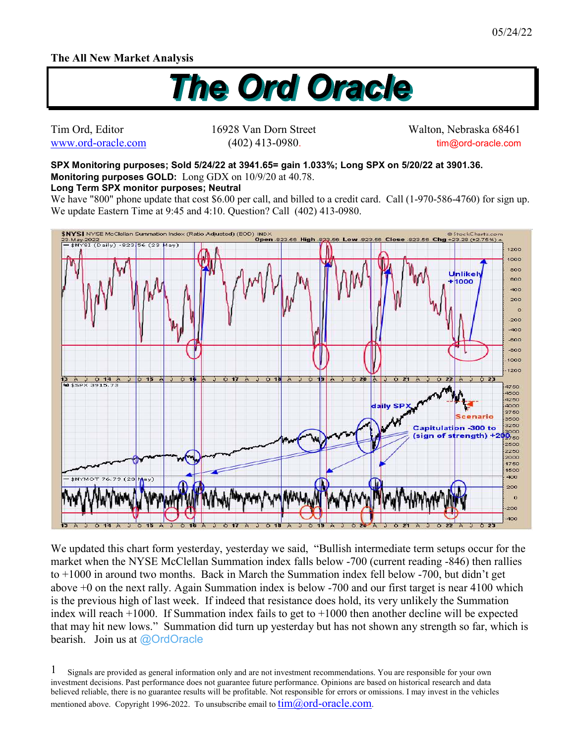05/24/22

**The All New Market Analysis**

# The Ord Oracle

Tim Ord, Editor
www.ord-oracle.com

16928 Van Dorn Street
(402) 413-0980.

Walton, Nebraska 68461
tim@ord-oracle.com

**SPX Monitoring purposes; Sold 5/24/22 at 3941.65= gain 1.033%; Long SPX on 5/20/22 at 3901.36.**
**Monitoring purposes GOLD:** Long GDX on 10/9/20 at 40.78.
**Long Term SPX monitor purposes; Neutral**
We have "800" phone update that cost $6.00 per call, and billed to a credit card. Call (1-970-586-4760) for sign up. We update Eastern Time at 9:45 and 4:10. Question? Call (402) 413-0980.

We updated this chart form yesterday, yesterday we said, "Bullish intermediate term setups occur for the market when the NYSE McClellan Summation index falls below -700 (current reading -846) then rallies to +1000 in around two months. Back in March the Summation index fell below -700, but didn't get above +0 on the next rally. Again Summation index is below -700 and our first target is near 4100 which is the previous high of last week. If indeed that resistance does hold, its very unlikely the Summation index will reach +1000. If Summation index fails to get to +1000 then another decline will be expected that may hit new lows." Summation did turn up yesterday but has not shown any strength so far, which is bearish. Join us at @OrdOracle

1 Signals are provided as general information only and are not investment recommendations. You are responsible for your own investment decisions. Past performance does not guarantee future performance. Opinions are based on historical research and data believed reliable, there is no guarantee results will be profitable. Not responsible for errors or omissions. I may invest in the vehicles mentioned above. Copyright 1996-2022. To unsubscribe email to tim@ord-oracle.com.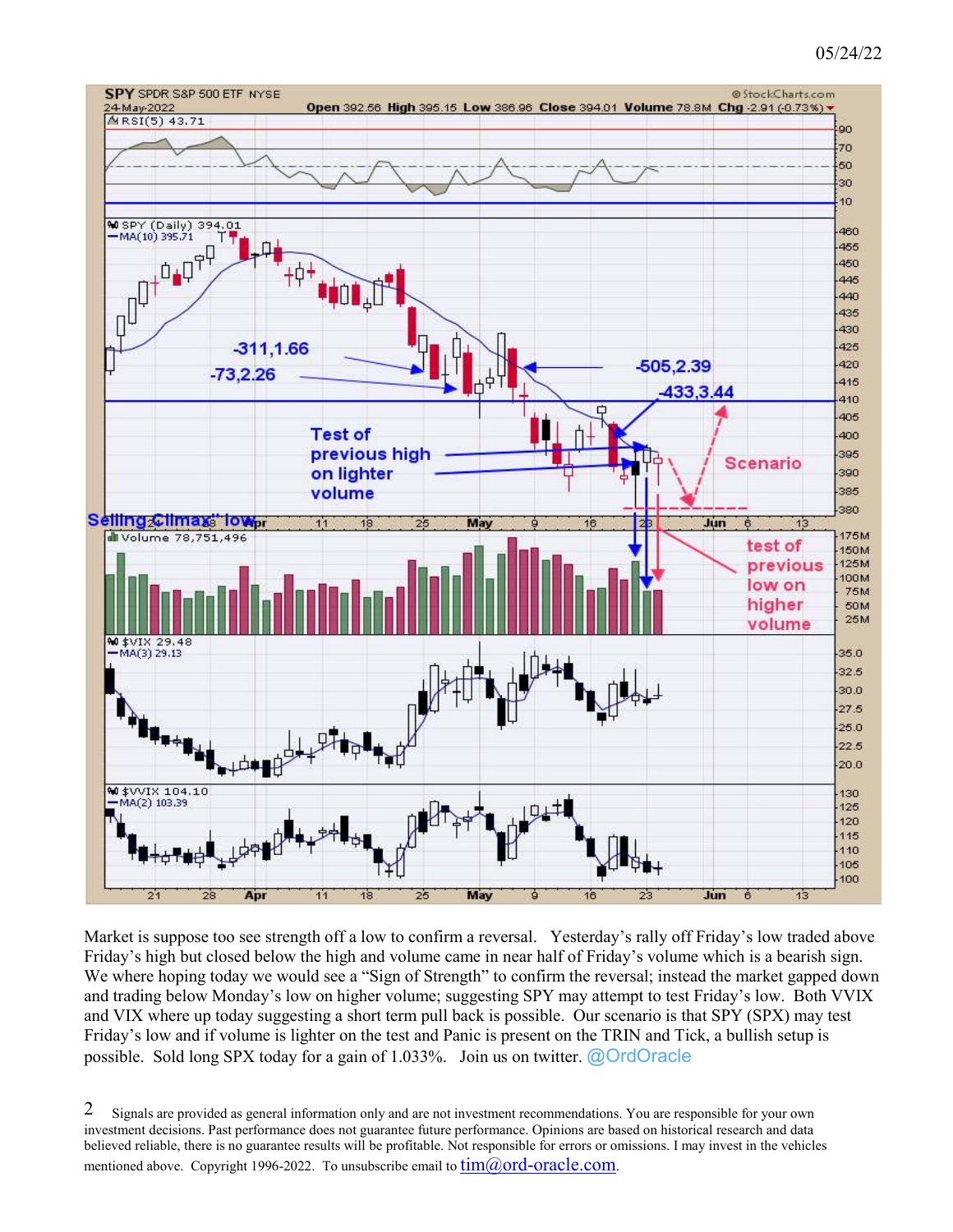05/24/22

Market is suppose too see strength off a low to confirm a reversal. Yesterday's rally off Friday's low traded above Friday's high but closed below the high and volume came in near half of Friday's volume which is a bearish sign. We where hoping today we would see a "Sign of Strength" to confirm the reversal; instead the market gapped down and trading below Monday's low on higher volume; suggesting SPY may attempt to test Friday's low. Both VVIX and VIX where up today suggesting a short term pull back is possible. Our scenario is that SPY (SPX) may test Friday's low and if volume is lighter on the test and Panic is present on the TRIN and Tick, a bullish setup is possible. Sold long SPX today for a gain of 1.033%. Join us on twitter. @OrdOracle

2 Signals are provided as general information only and are not investment recommendations. You are responsible for your own investment decisions. Past performance does not guarantee future performance. Opinions are based on historical research and data believed reliable, there is no guarantee results will be profitable. Not responsible for errors or omissions. I may invest in the vehicles mentioned above. Copyright 1996-2022. To unsubscribe email to tim@ord-oracle.com.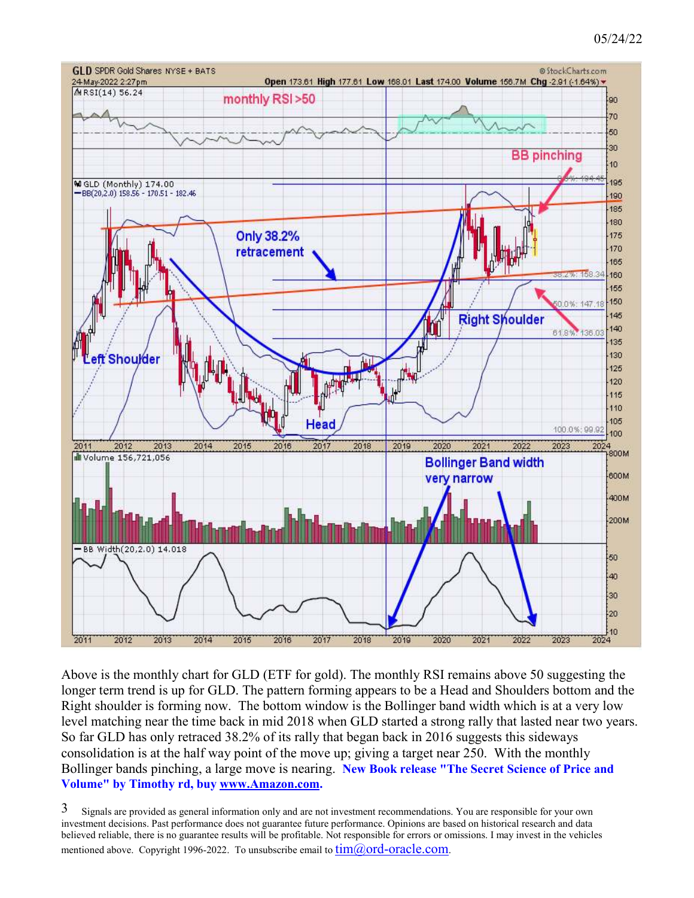05/24/22

GLD SPDR Gold Shares NYSE + BATS
24-May-2022 2:27pm
Open 173.61 High 177.61 Low 168.01 Last 174.00 Volume 156.7M Chg -2.91 (-1.64%)
©StockCharts.com

RSI(14) 56.24
monthly RSI >50
BB pinching
GLD (Monthly) 174.00
BB(20,2.0) 158.56 - 170.51 - 182.46
Only 38.2% retracement
38.2%: 158.34
50.0%: 147.18
61.8%: 136.03
100.0%: 99.92
Left Shoulder
Head
Right Shoulder
Volume 156,721,056
Bollinger Band width very narrow
BB Width(20,2.0) 14.018

Above is the monthly chart for GLD (ETF for gold). The monthly RSI remains above 50 suggesting the longer term trend is up for GLD. The pattern forming appears to be a Head and Shoulders bottom and the Right shoulder is forming now. The bottom window is the Bollinger band width which is at a very low level matching near the time back in mid 2018 when GLD started a strong rally that lasted near two years. So far GLD has only retraced 38.2% of its rally that began back in 2016 suggests this sideways consolidation is at the half way point of the move up; giving a target near 250. With the monthly Bollinger bands pinching, a large move is nearing. **New Book release "The Secret Science of Price and Volume" by Timothy rd, buy www.Amazon.com.**

Signals are provided as general information only and are not investment recommendations. You are responsible for your own investment decisions. Past performance does not guarantee future performance. Opinions are based on historical research and data believed reliable, there is no guarantee results will be profitable. Not responsible for errors or omissions. I may invest in the vehicles mentioned above. Copyright 1996-2022. To unsubscribe email to tim@ord-oracle.com.